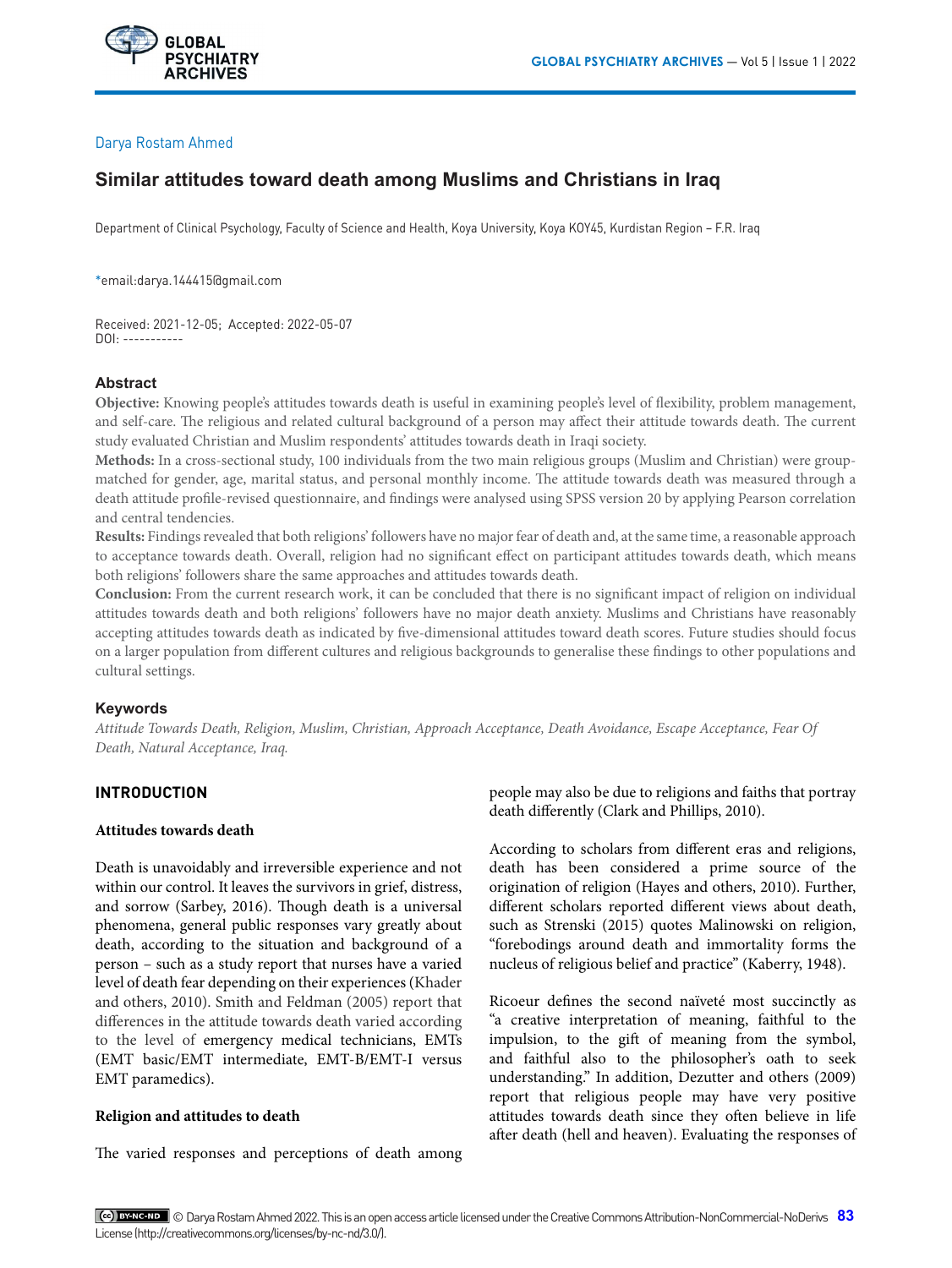Darya Rostam Ahmed

# Similar attitudes toward death among Muslims and Christians in Iraq

Department of Clinical Psychology, Faculty of Science and Health, Koya University, Koya KOY45, Kurdistan Region – F.R. Iraq

*email:darya.144415@gmail.com

Received: 2021-12-05; Accepted: 2022-05-07
DOI: -----------

## Abstract

**Objective:** Knowing people's attitudes towards death is useful in examining people's level of flexibility, problem management, and self-care. The religious and related cultural background of a person may affect their attitude towards death. The current study evaluated Christian and Muslim respondents' attitudes towards death in Iraqi society.

**Methods:** In a cross-sectional study, 100 individuals from the two main religious groups (Muslim and Christian) were group-matched for gender, age, marital status, and personal monthly income. The attitude towards death was measured through a death attitude profile-revised questionnaire, and findings were analysed using SPSS version 20 by applying Pearson correlation and central tendencies.

**Results:** Findings revealed that both religions' followers have no major fear of death and, at the same time, a reasonable approach to acceptance towards death. Overall, religion had no significant effect on participant attitudes towards death, which means both religions' followers share the same approaches and attitudes towards death.

**Conclusion:** From the current research work, it can be concluded that there is no significant impact of religion on individual attitudes towards death and both religions' followers have no major death anxiety. Muslims and Christians have reasonably accepting attitudes towards death as indicated by five-dimensional attitudes toward death scores. Future studies should focus on a larger population from different cultures and religious backgrounds to generalise these findings to other populations and cultural settings.

## Keywords

*Attitude Towards Death, Religion, Muslim, Christian, Approach Acceptance, Death Avoidance, Escape Acceptance, Fear Of Death, Natural Acceptance, Iraq.*

## INTRODUCTION

### Attitudes towards death

Death is unavoidably and irreversible experience and not within our control. It leaves the survivors in grief, distress, and sorrow (Sarbey, 2016). Though death is a universal phenomena, general public responses vary greatly about death, according to the situation and background of a person – such as a study report that nurses have a varied level of death fear depending on their experiences (Khader and others, 2010). Smith and Feldman (2005) report that differences in the attitude towards death varied according to the level of emergency medical technicians, EMTs (EMT basic/EMT intermediate, EMT-B/EMT-I versus EMT paramedics).

### Religion and attitudes to death

The varied responses and perceptions of death among people may also be due to religions and faiths that portray death differently (Clark and Phillips, 2010).

According to scholars from different eras and religions, death has been considered a prime source of the origination of religion (Hayes and others, 2010). Further, different scholars reported different views about death, such as Strenski (2015) quotes Malinowski on religion, "forebodings around death and immortality forms the nucleus of religious belief and practice" (Kaberry, 1948).

Ricoeur defines the second naïveté most succinctly as "a creative interpretation of meaning, faithful to the impulsion, to the gift of meaning from the symbol, and faithful also to the philosopher's oath to seek understanding." In addition, Dezutter and others (2009) report that religious people may have very positive attitudes towards death since they often believe in life after death (hell and heaven). Evaluating the responses of

© Darya Rostam Ahmed 2022. This is an open access article licensed under the Creative Commons Attribution-NonCommercial-NoDerivs License (http://creativecommons.org/licenses/by-nc-nd/3.0/).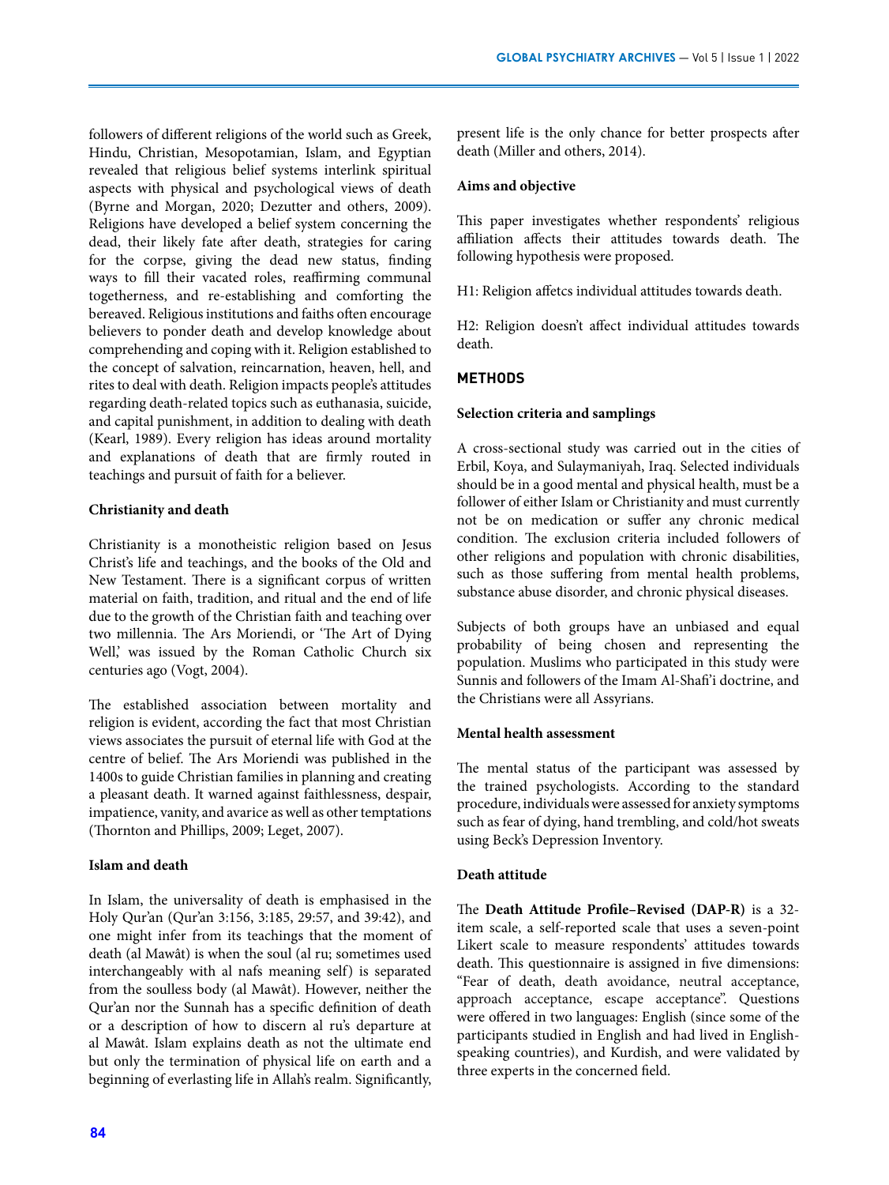followers of different religions of the world such as Greek, Hindu, Christian, Mesopotamian, Islam, and Egyptian revealed that religious belief systems interlink spiritual aspects with physical and psychological views of death (Byrne and Morgan, 2020; Dezutter and others, 2009). Religions have developed a belief system concerning the dead, their likely fate after death, strategies for caring for the corpse, giving the dead new status, finding ways to fill their vacated roles, reaffirming communal togetherness, and re-establishing and comforting the bereaved. Religious institutions and faiths often encourage believers to ponder death and develop knowledge about comprehending and coping with it. Religion established to the concept of salvation, reincarnation, heaven, hell, and rites to deal with death. Religion impacts people's attitudes regarding death-related topics such as euthanasia, suicide, and capital punishment, in addition to dealing with death (Kearl, 1989). Every religion has ideas around mortality and explanations of death that are firmly routed in teachings and pursuit of faith for a believer.

**Christianity and death**

Christianity is a monotheistic religion based on Jesus Christ's life and teachings, and the books of the Old and New Testament. There is a significant corpus of written material on faith, tradition, and ritual and the end of life due to the growth of the Christian faith and teaching over two millennia. The Ars Moriendi, or 'The Art of Dying Well,' was issued by the Roman Catholic Church six centuries ago (Vogt, 2004).

The established association between mortality and religion is evident, according the fact that most Christian views associates the pursuit of eternal life with God at the centre of belief. The Ars Moriendi was published in the 1400s to guide Christian families in planning and creating a pleasant death. It warned against faithlessness, despair, impatience, vanity, and avarice as well as other temptations (Thornton and Phillips, 2009; Leget, 2007).

**Islam and death**

In Islam, the universality of death is emphasised in the Holy Qur'an (Qur'an 3:156, 3:185, 29:57, and 39:42), and one might infer from its teachings that the moment of death (al Mawât) is when the soul (al ru; sometimes used interchangeably with al nafs meaning self) is separated from the soulless body (al Mawât). However, neither the Qur'an nor the Sunnah has a specific definition of death or a description of how to discern al ru's departure at al Mawât. Islam explains death as not the ultimate end but only the termination of physical life on earth and a beginning of everlasting life in Allah's realm. Significantly, present life is the only chance for better prospects after death (Miller and others, 2014).

**Aims and objective**

This paper investigates whether respondents' religious affiliation affects their attitudes towards death. The following hypothesis were proposed.

H1: Religion affetcs individual attitudes towards death.

H2: Religion doesn't affect individual attitudes towards death.

## METHODS

**Selection criteria and samplings**

A cross-sectional study was carried out in the cities of Erbil, Koya, and Sulaymaniyah, Iraq. Selected individuals should be in a good mental and physical health, must be a follower of either Islam or Christianity and must currently not be on medication or suffer any chronic medical condition. The exclusion criteria included followers of other religions and population with chronic disabilities, such as those suffering from mental health problems, substance abuse disorder, and chronic physical diseases.

Subjects of both groups have an unbiased and equal probability of being chosen and representing the population. Muslims who participated in this study were Sunnis and followers of the Imam Al-Shafi'i doctrine, and the Christians were all Assyrians.

**Mental health assessment**

The mental status of the participant was assessed by the trained psychologists. According to the standard procedure, individuals were assessed for anxiety symptoms such as fear of dying, hand trembling, and cold/hot sweats using Beck's Depression Inventory.

**Death attitude**

The **Death Attitude Profile–Revised (DAP-R)** is a 32-item scale, a self-reported scale that uses a seven-point Likert scale to measure respondents' attitudes towards death. This questionnaire is assigned in five dimensions: "Fear of death, death avoidance, neutral acceptance, approach acceptance, escape acceptance". Questions were offered in two languages: English (since some of the participants studied in English and had lived in English-speaking countries), and Kurdish, and were validated by three experts in the concerned field.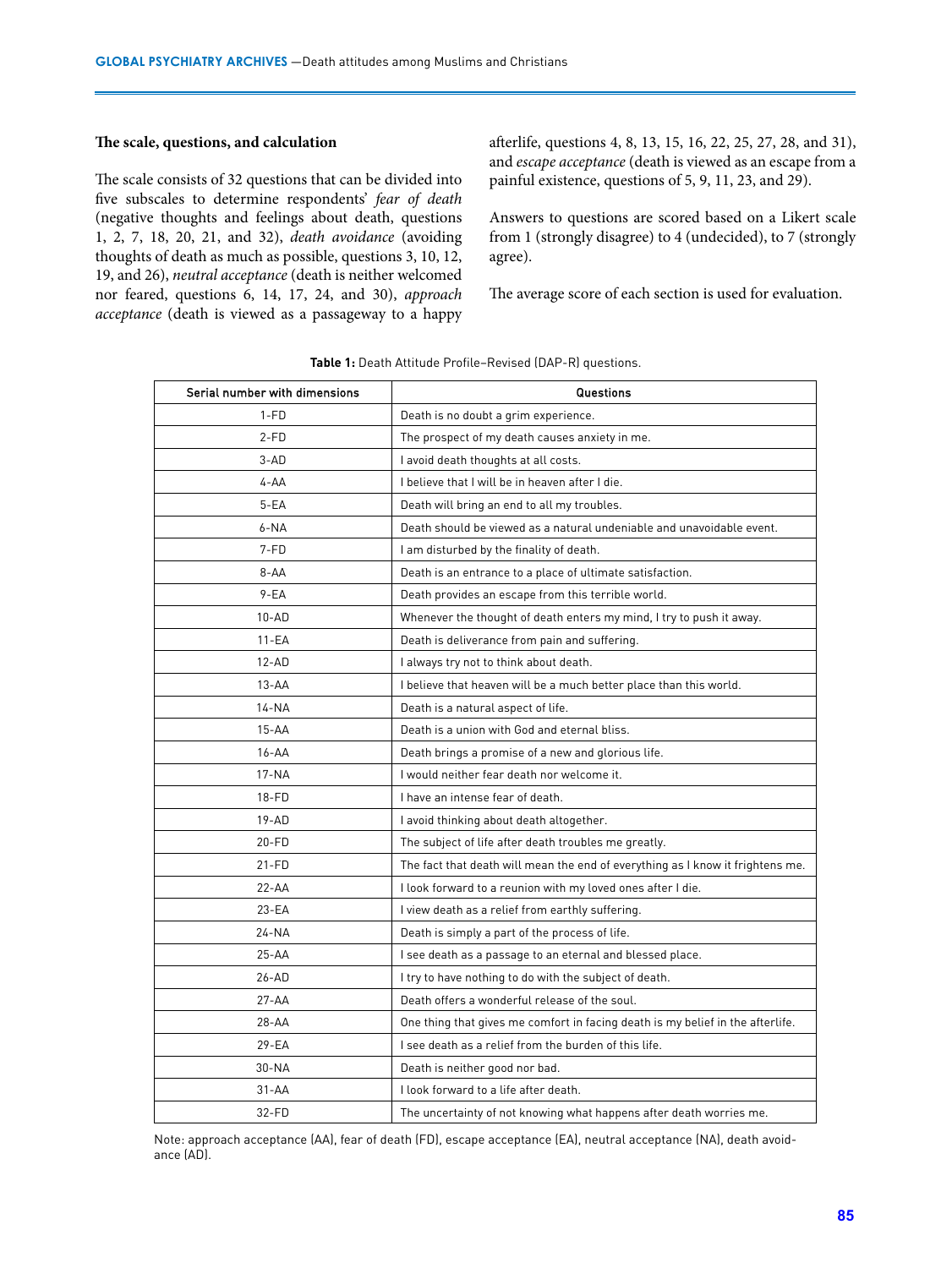### The scale, questions, and calculation

The scale consists of 32 questions that can be divided into five subscales to determine respondents' *fear of death* (negative thoughts and feelings about death, questions 1, 2, 7, 18, 20, 21, and 32), *death avoidance* (avoiding thoughts of death as much as possible, questions 3, 10, 12, 19, and 26), *neutral acceptance* (death is neither welcomed nor feared, questions 6, 14, 17, 24, and 30), *approach acceptance* (death is viewed as a passageway to a happy afterlife, questions 4, 8, 13, 15, 16, 22, 25, 27, 28, and 31), and *escape acceptance* (death is viewed as an escape from a painful existence, questions of 5, 9, 11, 23, and 29).

Answers to questions are scored based on a Likert scale from 1 (strongly disagree) to 4 (undecided), to 7 (strongly agree).

The average score of each section is used for evaluation.

**Table 1:** Death Attitude Profile–Revised (DAP-R) questions.

| Serial number with dimensions | Questions |
|---|---|
| 1-FD | Death is no doubt a grim experience. |
| 2-FD | The prospect of my death causes anxiety in me. |
| 3-AD | I avoid death thoughts at all costs. |
| 4-AA | I believe that I will be in heaven after I die. |
| 5-EA | Death will bring an end to all my troubles. |
| 6-NA | Death should be viewed as a natural undeniable and unavoidable event. |
| 7-FD | I am disturbed by the finality of death. |
| 8-AA | Death is an entrance to a place of ultimate satisfaction. |
| 9-EA | Death provides an escape from this terrible world. |
| 10-AD | Whenever the thought of death enters my mind, I try to push it away. |
| 11-EA | Death is deliverance from pain and suffering. |
| 12-AD | I always try not to think about death. |
| 13-AA | I believe that heaven will be a much better place than this world. |
| 14-NA | Death is a natural aspect of life. |
| 15-AA | Death is a union with God and eternal bliss. |
| 16-AA | Death brings a promise of a new and glorious life. |
| 17-NA | I would neither fear death nor welcome it. |
| 18-FD | I have an intense fear of death. |
| 19-AD | I avoid thinking about death altogether. |
| 20-FD | The subject of life after death troubles me greatly. |
| 21-FD | The fact that death will mean the end of everything as I know it frightens me. |
| 22-AA | I look forward to a reunion with my loved ones after I die. |
| 23-EA | I view death as a relief from earthly suffering. |
| 24-NA | Death is simply a part of the process of life. |
| 25-AA | I see death as a passage to an eternal and blessed place. |
| 26-AD | I try to have nothing to do with the subject of death. |
| 27-AA | Death offers a wonderful release of the soul. |
| 28-AA | One thing that gives me comfort in facing death is my belief in the afterlife. |
| 29-EA | I see death as a relief from the burden of this life. |
| 30-NA | Death is neither good nor bad. |
| 31-AA | I look forward to a life after death. |
| 32-FD | The uncertainty of not knowing what happens after death worries me. |

Note: approach acceptance (AA), fear of death (FD), escape acceptance (EA), neutral acceptance (NA), death avoidance (AD).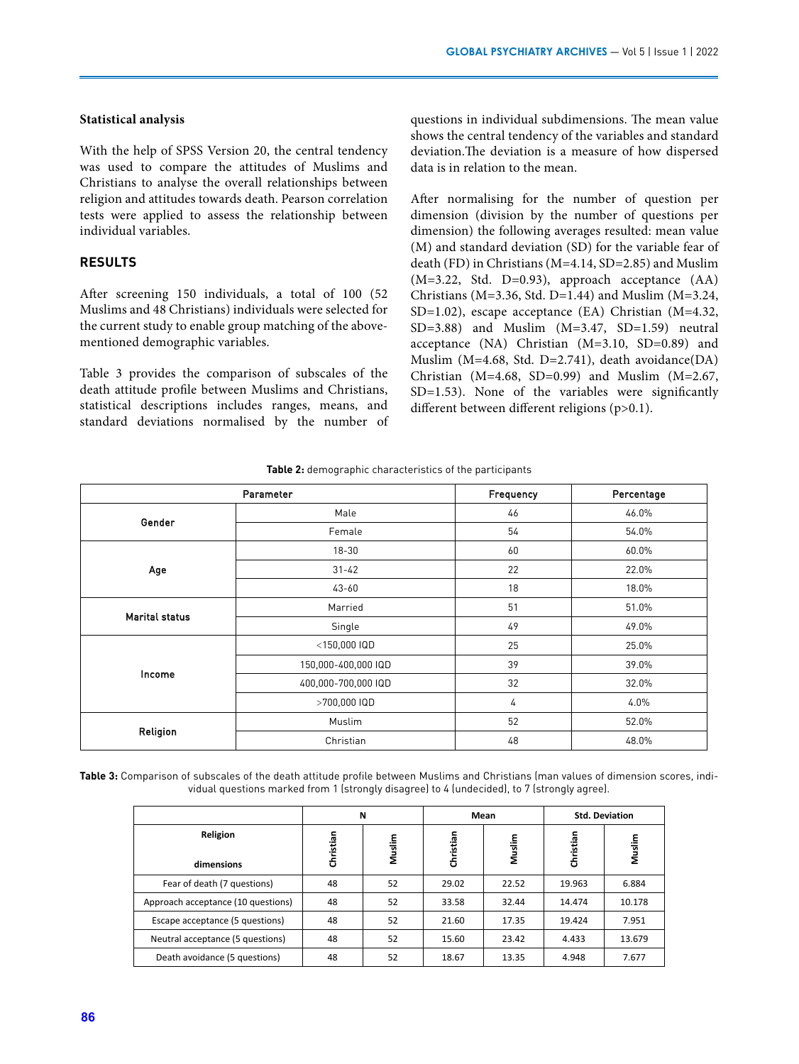**Statistical analysis**

With the help of SPSS Version 20, the central tendency was used to compare the attitudes of Muslims and Christians to analyse the overall relationships between religion and attitudes towards death. Pearson correlation tests were applied to assess the relationship between individual variables.

## RESULTS

After screening 150 individuals, a total of 100 (52 Muslims and 48 Christians) individuals were selected for the current study to enable group matching of the above-mentioned demographic variables.

Table 3 provides the comparison of subscales of the death attitude profile between Muslims and Christians, statistical descriptions includes ranges, means, and standard deviations normalised by the number of questions in individual subdimensions. The mean value shows the central tendency of the variables and standard deviation.The deviation is a measure of how dispersed data is in relation to the mean.

After normalising for the number of question per dimension (division by the number of questions per dimension) the following averages resulted: mean value (M) and standard deviation (SD) for the variable fear of death (FD) in Christians (M=4.14, SD=2.85) and Muslim (M=3.22, Std. D=0.93), approach acceptance (AA) Christians (M=3.36, Std. D=1.44) and Muslim (M=3.24, SD=1.02), escape acceptance (EA) Christian (M=4.32, SD=3.88) and Muslim (M=3.47, SD=1.59) neutral acceptance (NA) Christian (M=3.10, SD=0.89) and Muslim (M=4.68, Std. D=2.741), death avoidance(DA) Christian (M=4.68, SD=0.99) and Muslim (M=2.67, SD=1.53). None of the variables were significantly different between different religions (p>0.1).

**Table 2:** demographic characteristics of the participants

| Parameter | | Frequency | Percentage |
|---|---|---|---|
| Gender | Male | 46 | 46.0% |
| | Female | 54 | 54.0% |
| Age | 18-30 | 60 | 60.0% |
| | 31-42 | 22 | 22.0% |
| | 43-60 | 18 | 18.0% |
| Marital status | Married | 51 | 51.0% |
| | Single | 49 | 49.0% |
| Income | <150,000 IQD | 25 | 25.0% |
| | 150,000-400,000 IQD | 39 | 39.0% |
| | 400,000-700,000 IQD | 32 | 32.0% |
| | >700,000 IQD | 4 | 4.0% |
| Religion | Muslim | 52 | 52.0% |
| | Christian | 48 | 48.0% |

**Table 3:** Comparison of subscales of the death attitude profile between Muslims and Christians (man values of dimension scores, individual questions marked from 1 (strongly disagree) to 4 (undecided), to 7 (strongly agree).

| | N | | Mean | | Std. Deviation | |
|---|---|---|---|---|---|---|
| Religion<br>dimensions | Christian | Muslim | Christian | Muslim | Christian | Muslim |
| Fear of death (7 questions) | 48 | 52 | 29.02 | 22.52 | 19.963 | 6.884 |
| Approach acceptance (10 questions) | 48 | 52 | 33.58 | 32.44 | 14.474 | 10.178 |
| Escape acceptance (5 questions) | 48 | 52 | 21.60 | 17.35 | 19.424 | 7.951 |
| Neutral acceptance (5 questions) | 48 | 52 | 15.60 | 23.42 | 4.433 | 13.679 |
| Death avoidance (5 questions) | 48 | 52 | 18.67 | 13.35 | 4.948 | 7.677 |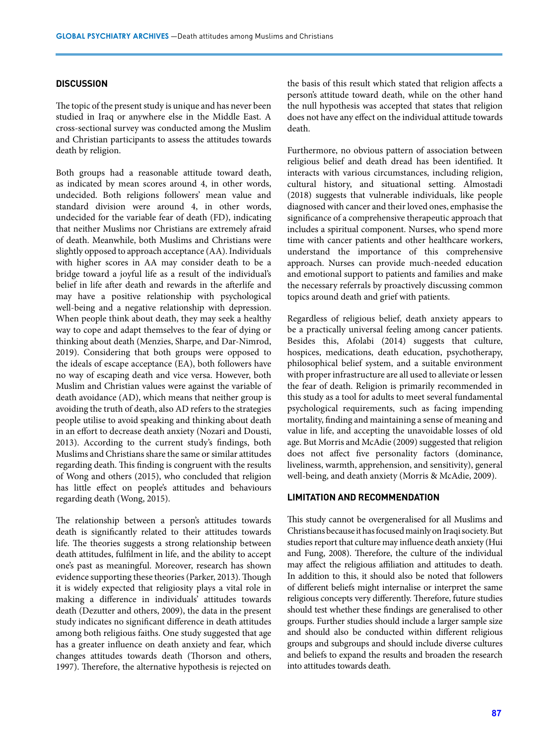## DISCUSSION

The topic of the present study is unique and has never been studied in Iraq or anywhere else in the Middle East. A cross-sectional survey was conducted among the Muslim and Christian participants to assess the attitudes towards death by religion.

Both groups had a reasonable attitude toward death, as indicated by mean scores around 4, in other words, undecided. Both religions followers' mean value and standard division were around 4, in other words, undecided for the variable fear of death (FD), indicating that neither Muslims nor Christians are extremely afraid of death. Meanwhile, both Muslims and Christians were slightly opposed to approach acceptance (AA). Individuals with higher scores in AA may consider death to be a bridge toward a joyful life as a result of the individual's belief in life after death and rewards in the afterlife and may have a positive relationship with psychological well-being and a negative relationship with depression. When people think about death, they may seek a healthy way to cope and adapt themselves to the fear of dying or thinking about death (Menzies, Sharpe, and Dar-Nimrod, 2019). Considering that both groups were opposed to the ideals of escape acceptance (EA), both followers have no way of escaping death and vice versa. However, both Muslim and Christian values were against the variable of death avoidance (AD), which means that neither group is avoiding the truth of death, also AD refers to the strategies people utilise to avoid speaking and thinking about death in an effort to decrease death anxiety (Nozari and Dousti, 2013). According to the current study's findings, both Muslims and Christians share the same or similar attitudes regarding death. This finding is congruent with the results of Wong and others (2015), who concluded that religion has little effect on people's attitudes and behaviours regarding death (Wong, 2015).

The relationship between a person's attitudes towards death is significantly related to their attitudes towards life. The theories suggests a strong relationship between death attitudes, fulfilment in life, and the ability to accept one's past as meaningful. Moreover, research has shown evidence supporting these theories (Parker, 2013). Though it is widely expected that religiosity plays a vital role in making a difference in individuals' attitudes towards death (Dezutter and others, 2009), the data in the present study indicates no significant difference in death attitudes among both religious faiths. One study suggested that age has a greater influence on death anxiety and fear, which changes attitudes towards death (Thorson and others, 1997). Therefore, the alternative hypothesis is rejected on the basis of this result which stated that religion affects a person's attitude toward death, while on the other hand the null hypothesis was accepted that states that religion does not have any effect on the individual attitude towards death.

Furthermore, no obvious pattern of association between religious belief and death dread has been identified. It interacts with various circumstances, including religion, cultural history, and situational setting. Almostadi (2018) suggests that vulnerable individuals, like people diagnosed with cancer and their loved ones, emphasise the significance of a comprehensive therapeutic approach that includes a spiritual component. Nurses, who spend more time with cancer patients and other healthcare workers, understand the importance of this comprehensive approach. Nurses can provide much-needed education and emotional support to patients and families and make the necessary referrals by proactively discussing common topics around death and grief with patients.

Regardless of religious belief, death anxiety appears to be a practically universal feeling among cancer patients. Besides this, Afolabi (2014) suggests that culture, hospices, medications, death education, psychotherapy, philosophical belief system, and a suitable environment with proper infrastructure are all used to alleviate or lessen the fear of death. Religion is primarily recommended in this study as a tool for adults to meet several fundamental psychological requirements, such as facing impending mortality, finding and maintaining a sense of meaning and value in life, and accepting the unavoidable losses of old age. But Morris and McAdie (2009) suggested that religion does not affect five personality factors (dominance, liveliness, warmth, apprehension, and sensitivity), general well-being, and death anxiety (Morris & McAdie, 2009).

## LIMITATION AND RECOMMENDATION

This study cannot be overgeneralised for all Muslims and Christians because it has focused mainly on Iraqi society. But studies report that culture may influence death anxiety (Hui and Fung, 2008). Therefore, the culture of the individual may affect the religious affiliation and attitudes to death. In addition to this, it should also be noted that followers of different beliefs might internalise or interpret the same religious concepts very differently. Therefore, future studies should test whether these findings are generalised to other groups. Further studies should include a larger sample size and should also be conducted within different religious groups and subgroups and should include diverse cultures and beliefs to expand the results and broaden the research into attitudes towards death.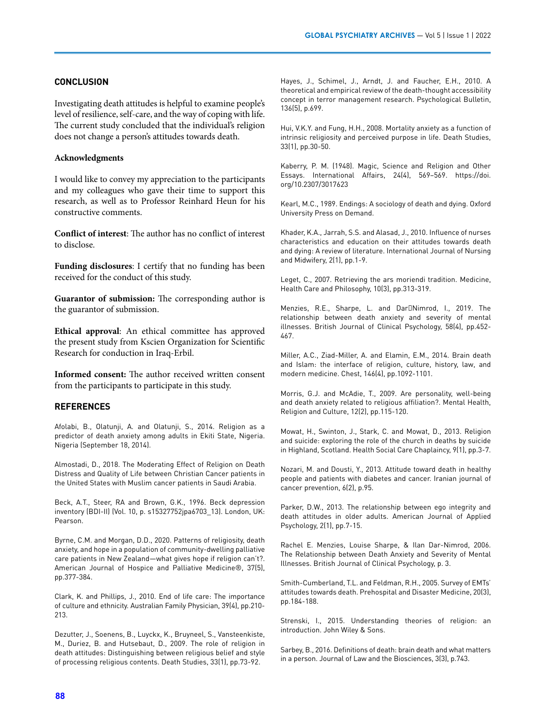## CONCLUSION

Investigating death attitudes is helpful to examine people's level of resilience, self-care, and the way of coping with life. The current study concluded that the individual's religion does not change a person's attitudes towards death.

**Acknowledgments**

I would like to convey my appreciation to the participants and my colleagues who gave their time to support this research, as well as to Professor Reinhard Heun for his constructive comments.

**Conflict of interest**: The author has no conflict of interest to disclose.

**Funding disclosures**: I certify that no funding has been received for the conduct of this study.

**Guarantor of submission:** The corresponding author is the guarantor of submission.

**Ethical approval**: An ethical committee has approved the present study from Kscien Organization for Scientific Research for conduction in Iraq-Erbil.

**Informed consent:** The author received written consent from the participants to participate in this study.

## REFERENCES

Afolabi, B., Olatunji, A. and Olatunji, S., 2014. Religion as a predictor of death anxiety among adults in Ekiti State, Nigeria. Nigeria (September 18, 2014).

Almostadi, D., 2018. The Moderating Effect of Religion on Death Distress and Quality of Life between Christian Cancer patients in the United States with Muslim cancer patients in Saudi Arabia.

Beck, A.T., Steer, RA and Brown, G.K., 1996. Beck depression inventory (BDI-II) (Vol. 10, p. s15327752jpa6703_13). London, UK: Pearson.

Byrne, C.M. and Morgan, D.D., 2020. Patterns of religiosity, death anxiety, and hope in a population of community-dwelling palliative care patients in New Zealand—what gives hope if religion can't?. American Journal of Hospice and Palliative Medicine®, 37(5), pp.377-384.

Clark, K. and Phillips, J., 2010. End of life care: The importance of culture and ethnicity. Australian Family Physician, 39(4), pp.210-213.

Dezutter, J., Soenens, B., Luyckx, K., Bruyneel, S., Vansteenkiste, M., Duriez, B. and Hutsebaut, D., 2009. The role of religion in death attitudes: Distinguishing between religious belief and style of processing religious contents. Death Studies, 33(1), pp.73-92.

Hayes, J., Schimel, J., Arndt, J. and Faucher, E.H., 2010. A theoretical and empirical review of the death-thought accessibility concept in terror management research. Psychological Bulletin, 136(5), p.699.

Hui, V.K.Y. and Fung, H.H., 2008. Mortality anxiety as a function of intrinsic religiosity and perceived purpose in life. Death Studies, 33(1), pp.30-50.

Kaberry, P. M. (1948). Magic, Science and Religion and Other Essays. International Affairs, 24(4), 569–569. https://doi.org/10.2307/3017623

Kearl, M.C., 1989. Endings: A sociology of death and dying. Oxford University Press on Demand.

Khader, K.A., Jarrah, S.S. and Alasad, J., 2010. Influence of nurses characteristics and education on their attitudes towards death and dying: A review of literature. International Journal of Nursing and Midwifery, 2(1), pp.1-9.

Leget, C., 2007. Retrieving the ars moriendi tradition. Medicine, Health Care and Philosophy, 10(3), pp.313-319.

Menzies, R.E., Sharpe, L. and Dar‐Nimrod, I., 2019. The relationship between death anxiety and severity of mental illnesses. British Journal of Clinical Psychology, 58(4), pp.452-467.

Miller, A.C., Ziad-Miller, A. and Elamin, E.M., 2014. Brain death and Islam: the interface of religion, culture, history, law, and modern medicine. Chest, 146(4), pp.1092-1101.

Morris, G.J. and McAdie, T., 2009. Are personality, well-being and death anxiety related to religious affiliation?. Mental Health, Religion and Culture, 12(2), pp.115-120.

Mowat, H., Swinton, J., Stark, C. and Mowat, D., 2013. Religion and suicide: exploring the role of the church in deaths by suicide in Highland, Scotland. Health Social Care Chaplaincy, 9(1), pp.3-7.

Nozari, M. and Dousti, Y., 2013. Attitude toward death in healthy people and patients with diabetes and cancer. Iranian journal of cancer prevention, 6(2), p.95.

Parker, D.W., 2013. The relationship between ego integrity and death attitudes in older adults. American Journal of Applied Psychology, 2(1), pp.7-15.

Rachel E. Menzies, Louise Sharpe, & Ilan Dar-Nimrod, 2006. The Relationship between Death Anxiety and Severity of Mental Illnesses. British Journal of Clinical Psychology, p. 3.

Smith-Cumberland, T.L. and Feldman, R.H., 2005. Survey of EMTs' attitudes towards death. Prehospital and Disaster Medicine, 20(3), pp.184-188.

Strenski, I., 2015. Understanding theories of religion: an introduction. John Wiley & Sons.

Sarbey, B., 2016. Definitions of death: brain death and what matters in a person. Journal of Law and the Biosciences, 3(3), p.743.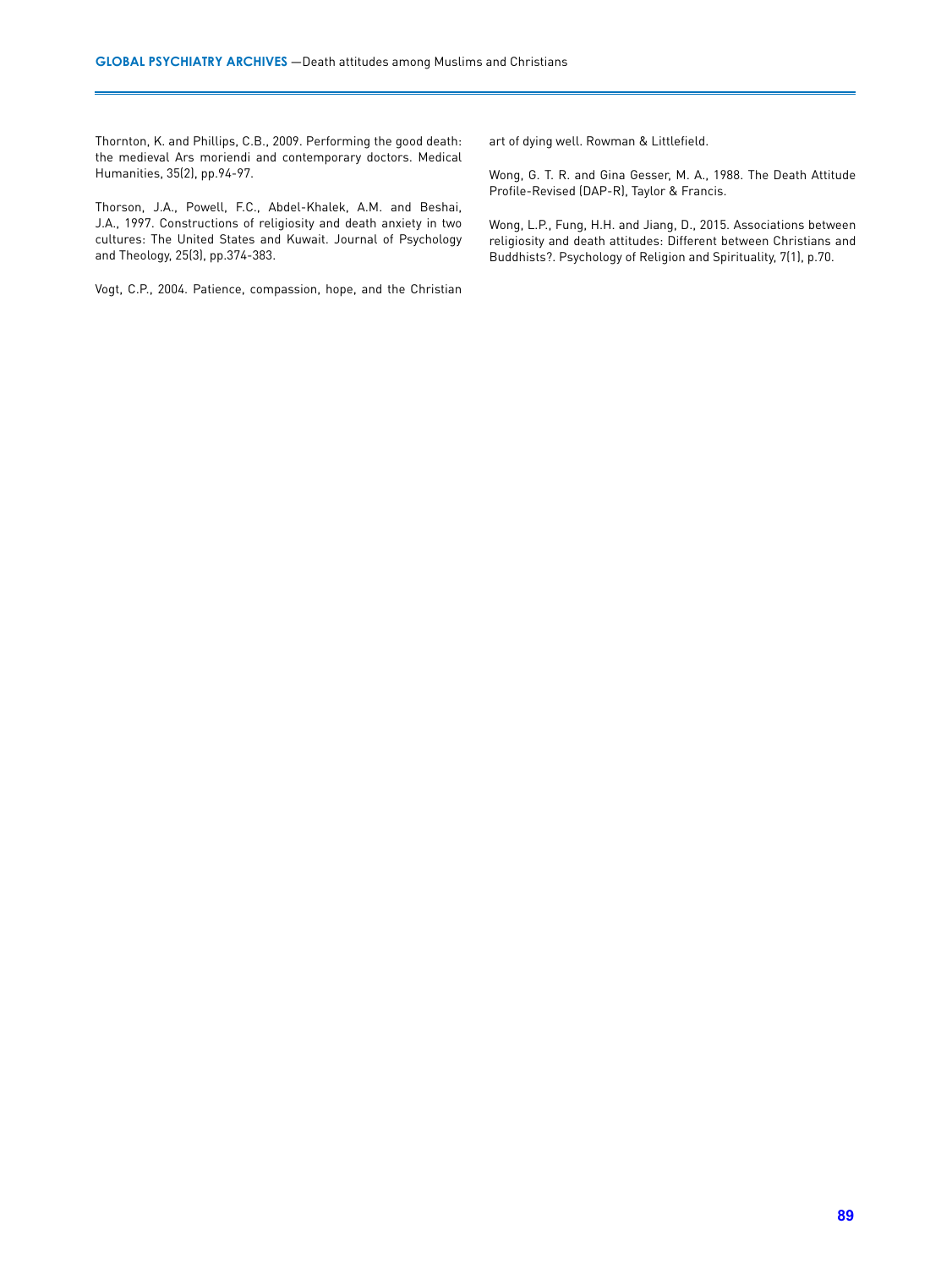Thornton, K. and Phillips, C.B., 2009. Performing the good death: the medieval Ars moriendi and contemporary doctors. Medical Humanities, 35(2), pp.94-97.

Thorson, J.A., Powell, F.C., Abdel-Khalek, A.M. and Beshai, J.A., 1997. Constructions of religiosity and death anxiety in two cultures: The United States and Kuwait. Journal of Psychology and Theology, 25(3), pp.374-383.

Vogt, C.P., 2004. Patience, compassion, hope, and the Christian art of dying well. Rowman & Littlefield.

Wong, G. T. R. and Gina Gesser, M. A., 1988. The Death Attitude Profile-Revised (DAP-R), Taylor & Francis.

Wong, L.P., Fung, H.H. and Jiang, D., 2015. Associations between religiosity and death attitudes: Different between Christians and Buddhists?. Psychology of Religion and Spirituality, 7(1), p.70.